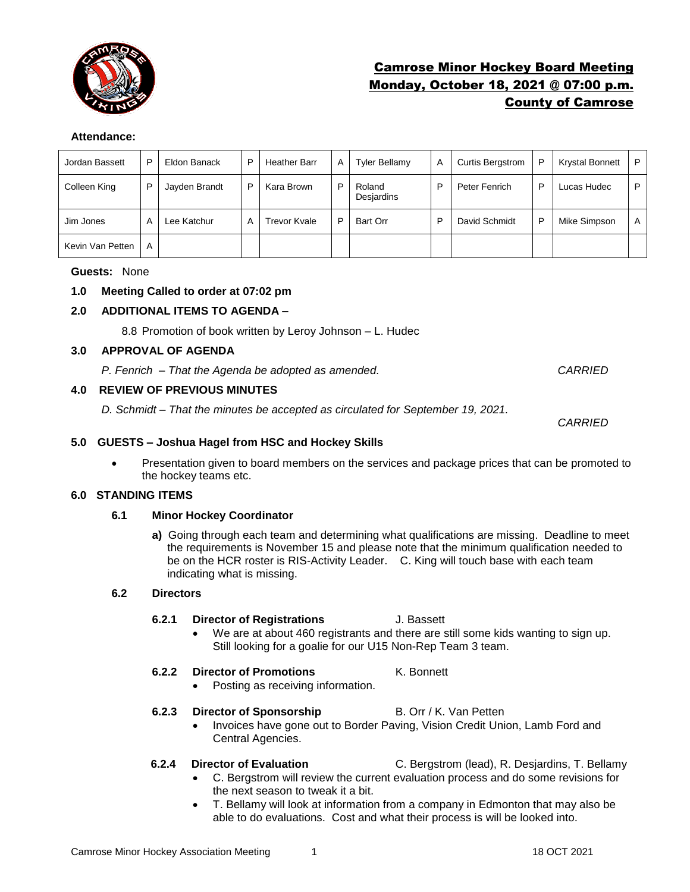# Camrose Minor Hockey Board Meeting
## Monday, October 18, 2021 @ 07:00 p.m.
## County of Camrose

**Attendance:**

| Jordan Bassett | P | Eldon Banack | P | Heather Barr | A | Tyler Bellamy | A | Curtis Bergstrom | P | Krystal Bonnett | P |
|---|---|---|---|---|---|---|---|---|---|---|---|
| Colleen King | P | Jayden Brandt | P | Kara Brown | P | Roland Desjardins | P | Peter Fenrich | P | Lucas Hudec | P |
| Jim Jones | A | Lee Katchur | A | Trevor Kvale | P | Bart Orr | P | David Schmidt | P | Mike Simpson | A |
| Kevin Van Petten | A | | | | | | | | | | |

**Guests:** None

**1.0 Meeting Called to order at 07:02 pm**

**2.0 ADDITIONAL ITEMS TO AGENDA –**

8.8 Promotion of book written by Leroy Johnson – L. Hudec

**3.0 APPROVAL OF AGENDA**

*P. Fenrich – That the Agenda be adopted as amended.* *CARRIED*

**4.0 REVIEW OF PREVIOUS MINUTES**

*D. Schmidt – That the minutes be accepted as circulated for September 19, 2021.*

*CARRIED*

**5.0 GUESTS – Joshua Hagel from HSC and Hockey Skills**

- Presentation given to board members on the services and package prices that can be promoted to the hockey teams etc.

**6.0 STANDING ITEMS**

**6.1 Minor Hockey Coordinator**

**a)** Going through each team and determining what qualifications are missing. Deadline to meet the requirements is November 15 and please note that the minimum qualification needed to be on the HCR roster is RIS-Activity Leader. C. King will touch base with each team indicating what is missing.

**6.2 Directors**

**6.2.1 Director of Registrations** J. Bassett

- We are at about 460 registrants and there are still some kids wanting to sign up. Still looking for a goalie for our U15 Non-Rep Team 3 team.

**6.2.2 Director of Promotions** K. Bonnett

- Posting as receiving information.

**6.2.3 Director of Sponsorship** B. Orr / K. Van Petten

- Invoices have gone out to Border Paving, Vision Credit Union, Lamb Ford and Central Agencies.

**6.2.4 Director of Evaluation** C. Bergstrom (lead), R. Desjardins, T. Bellamy

- C. Bergstrom will review the current evaluation process and do some revisions for the next season to tweak it a bit.
- T. Bellamy will look at information from a company in Edmonton that may also be able to do evaluations. Cost and what their process is will be looked into.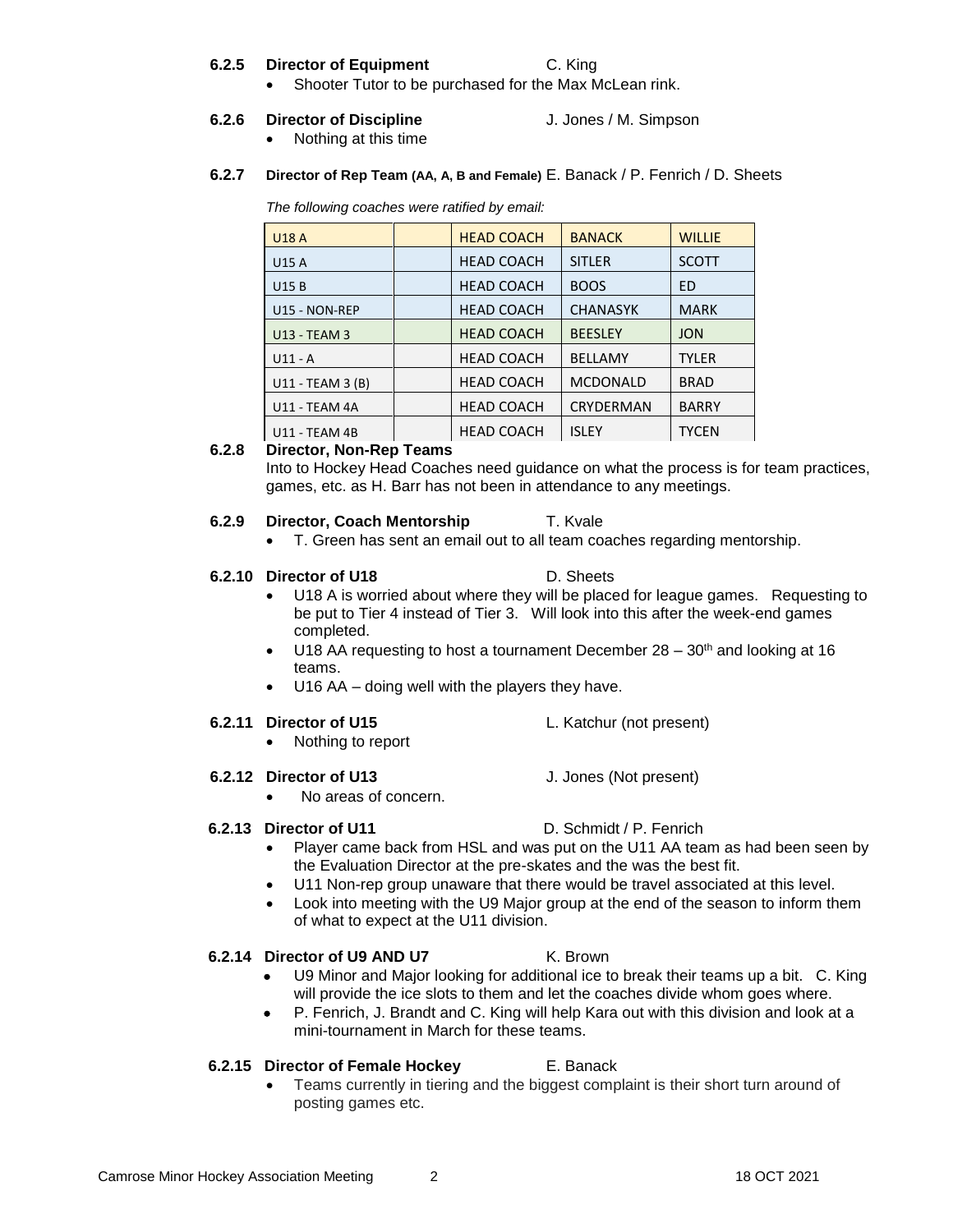**6.2.5 Director of Equipment** C. King

- Shooter Tutor to be purchased for the Max McLean rink.

**6.2.6 Director of Discipline** J. Jones / M. Simpson

- Nothing at this time

**6.2.7 Director of Rep Team (AA, A, B and Female)** E. Banack / P. Fenrich / D. Sheets

*The following coaches were ratified by email:*

| | | | | |
|---|---|---|---|---|
| U18 A | | HEAD COACH | BANACK | WILLIE |
| U15 A | | HEAD COACH | SITLER | SCOTT |
| U15 B | | HEAD COACH | BOOS | ED |
| U15 - NON-REP | | HEAD COACH | CHANASYK | MARK |
| U13 - TEAM 3 | | HEAD COACH | BEESLEY | JON |
| U11 - A | | HEAD COACH | BELLAMY | TYLER |
| U11 - TEAM 3 (B) | | HEAD COACH | MCDONALD | BRAD |
| U11 - TEAM 4A | | HEAD COACH | CRYDERMAN | BARRY |
| U11 - TEAM 4B | | HEAD COACH | ISLEY | TYCEN |

**6.2.8 Director, Non-Rep Teams**

Into to Hockey Head Coaches need guidance on what the process is for team practices, games, etc. as H. Barr has not been in attendance to any meetings.

**6.2.9 Director, Coach Mentorship** T. Kvale

- T. Green has sent an email out to all team coaches regarding mentorship.

**6.2.10 Director of U18** D. Sheets

- U18 A is worried about where they will be placed for league games. Requesting to be put to Tier 4 instead of Tier 3. Will look into this after the week-end games completed.
- U18 AA requesting to host a tournament December 28 – 30th and looking at 16 teams.
- U16 AA – doing well with the players they have.

**6.2.11 Director of U15** L. Katchur (not present)

- Nothing to report

**6.2.12 Director of U13** J. Jones (Not present)

- No areas of concern.

**6.2.13 Director of U11** D. Schmidt / P. Fenrich

- Player came back from HSL and was put on the U11 AA team as had been seen by the Evaluation Director at the pre-skates and the was the best fit.
- U11 Non-rep group unaware that there would be travel associated at this level.
- Look into meeting with the U9 Major group at the end of the season to inform them of what to expect at the U11 division.

**6.2.14 Director of U9 AND U7** K. Brown

- U9 Minor and Major looking for additional ice to break their teams up a bit. C. King will provide the ice slots to them and let the coaches divide whom goes where.
- P. Fenrich, J. Brandt and C. King will help Kara out with this division and look at a mini-tournament in March for these teams.

**6.2.15 Director of Female Hockey** E. Banack

- Teams currently in tiering and the biggest complaint is their short turn around of posting games etc.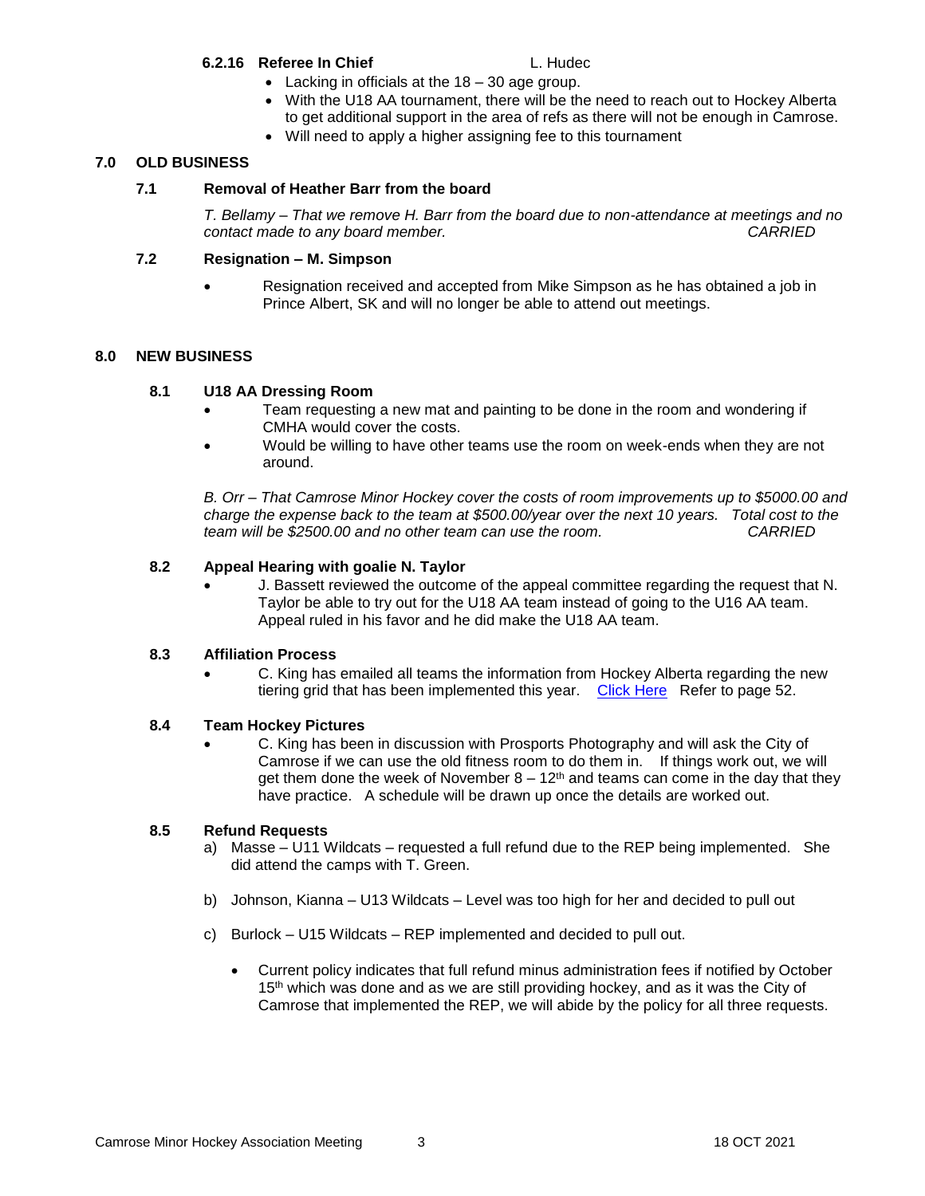**6.2.16 Referee In Chief** L. Hudec

- Lacking in officials at the 18 – 30 age group.
- With the U18 AA tournament, there will be the need to reach out to Hockey Alberta to get additional support in the area of refs as there will not be enough in Camrose.
- Will need to apply a higher assigning fee to this tournament

## 7.0 OLD BUSINESS

### 7.1 Removal of Heather Barr from the board

*T. Bellamy – That we remove H. Barr from the board due to non-attendance at meetings and no contact made to any board member. CARRIED*

### 7.2 Resignation – M. Simpson

- Resignation received and accepted from Mike Simpson as he has obtained a job in Prince Albert, SK and will no longer be able to attend out meetings.

## 8.0 NEW BUSINESS

### 8.1 U18 AA Dressing Room

- Team requesting a new mat and painting to be done in the room and wondering if CMHA would cover the costs.
- Would be willing to have other teams use the room on week-ends when they are not around.

*B. Orr – That Camrose Minor Hockey cover the costs of room improvements up to $5000.00 and charge the expense back to the team at $500.00/year over the next 10 years. Total cost to the team will be $2500.00 and no other team can use the room. CARRIED*

### 8.2 Appeal Hearing with goalie N. Taylor

- J. Bassett reviewed the outcome of the appeal committee regarding the request that N. Taylor be able to try out for the U18 AA team instead of going to the U16 AA team. Appeal ruled in his favor and he did make the U18 AA team.

### 8.3 Affiliation Process

- C. King has emailed all teams the information from Hockey Alberta regarding the new tiering grid that has been implemented this year. Click Here Refer to page 52.

### 8.4 Team Hockey Pictures

- C. King has been in discussion with Prosports Photography and will ask the City of Camrose if we can use the old fitness room to do them in. If things work out, we will get them done the week of November 8 – 12th and teams can come in the day that they have practice. A schedule will be drawn up once the details are worked out.

### 8.5 Refund Requests

a) Masse – U11 Wildcats – requested a full refund due to the REP being implemented. She did attend the camps with T. Green.

b) Johnson, Kianna – U13 Wildcats – Level was too high for her and decided to pull out

c) Burlock – U15 Wildcats – REP implemented and decided to pull out.

- Current policy indicates that full refund minus administration fees if notified by October 15th which was done and as we are still providing hockey, and as it was the City of Camrose that implemented the REP, we will abide by the policy for all three requests.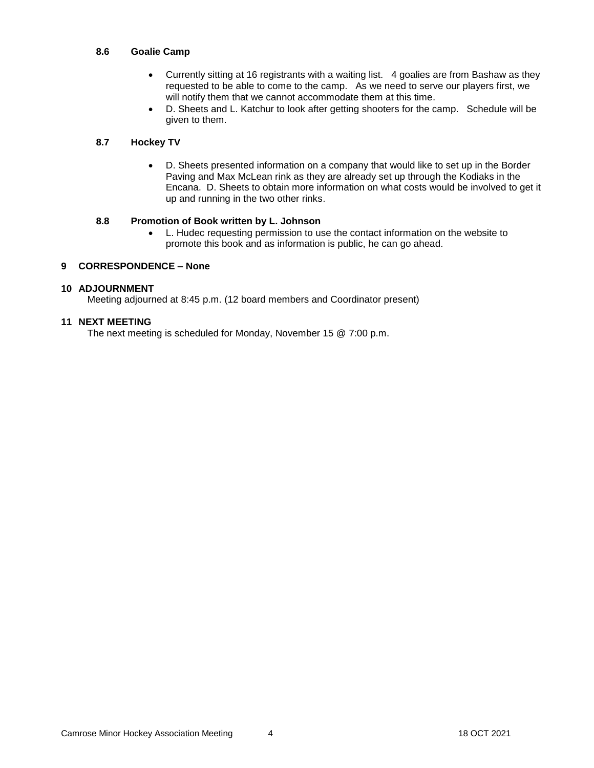### 8.6 Goalie Camp

- Currently sitting at 16 registrants with a waiting list. 4 goalies are from Bashaw as they requested to be able to come to the camp. As we need to serve our players first, we will notify them that we cannot accommodate them at this time.
- D. Sheets and L. Katchur to look after getting shooters for the camp. Schedule will be given to them.

### 8.7 Hockey TV

- D. Sheets presented information on a company that would like to set up in the Border Paving and Max McLean rink as they are already set up through the Kodiaks in the Encana. D. Sheets to obtain more information on what costs would be involved to get it up and running in the two other rinks.

### 8.8 Promotion of Book written by L. Johnson

- L. Hudec requesting permission to use the contact information on the website to promote this book and as information is public, he can go ahead.

## 9 CORRESPONDENCE – None

## 10 ADJOURNMENT

Meeting adjourned at 8:45 p.m. (12 board members and Coordinator present)

## 11 NEXT MEETING

The next meeting is scheduled for Monday, November 15 @ 7:00 p.m.